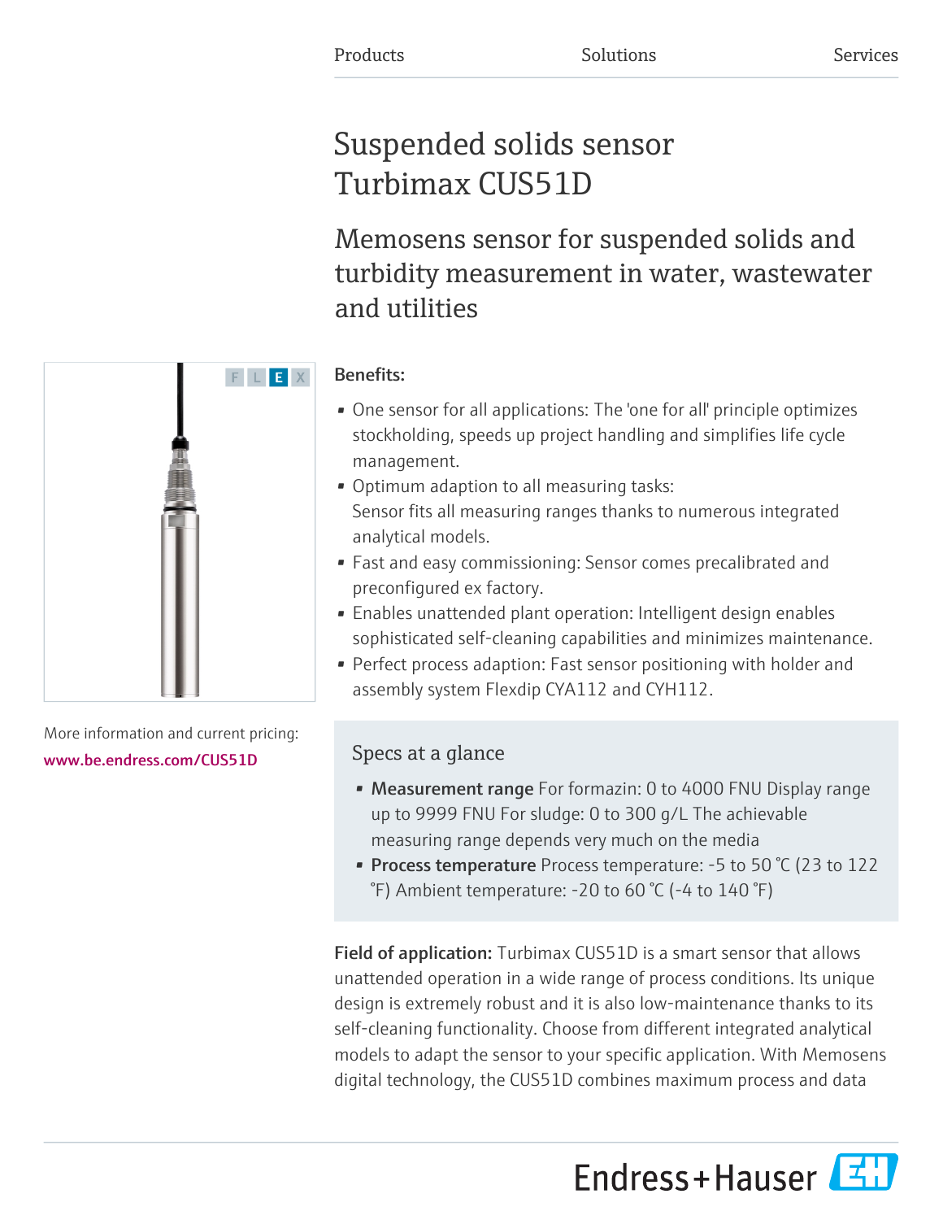Products Solutions Services

# Suspended solids sensor Turbimax CUS51D

## Memosens sensor for suspended solids and turbidity measurement in water, wastewater and utilities

F L E X

More information and current pricing:
www.be.endress.com/CUS51D

### Benefits:

- One sensor for all applications: The 'one for all' principle optimizes stockholding, speeds up project handling and simplifies life cycle management.
- Optimum adaption to all measuring tasks:
  Sensor fits all measuring ranges thanks to numerous integrated analytical models.
- Fast and easy commissioning: Sensor comes precalibrated and preconfigured ex factory.
- Enables unattended plant operation: Intelligent design enables sophisticated self-cleaning capabilities and minimizes maintenance.
- Perfect process adaption: Fast sensor positioning with holder and assembly system Flexdip CYA112 and CYH112.

### Specs at a glance

- **Measurement range** For formazin: 0 to 4000 FNU Display range up to 9999 FNU For sludge: 0 to 300 g/L The achievable measuring range depends very much on the media
- **Process temperature** Process temperature: -5 to 50 °C (23 to 122 °F) Ambient temperature: -20 to 60 °C (-4 to 140 °F)

**Field of application:** Turbimax CUS51D is a smart sensor that allows unattended operation in a wide range of process conditions. Its unique design is extremely robust and it is also low-maintenance thanks to its self-cleaning functionality. Choose from different integrated analytical models to adapt the sensor to your specific application. With Memosens digital technology, the CUS51D combines maximum process and data

Endress+Hauser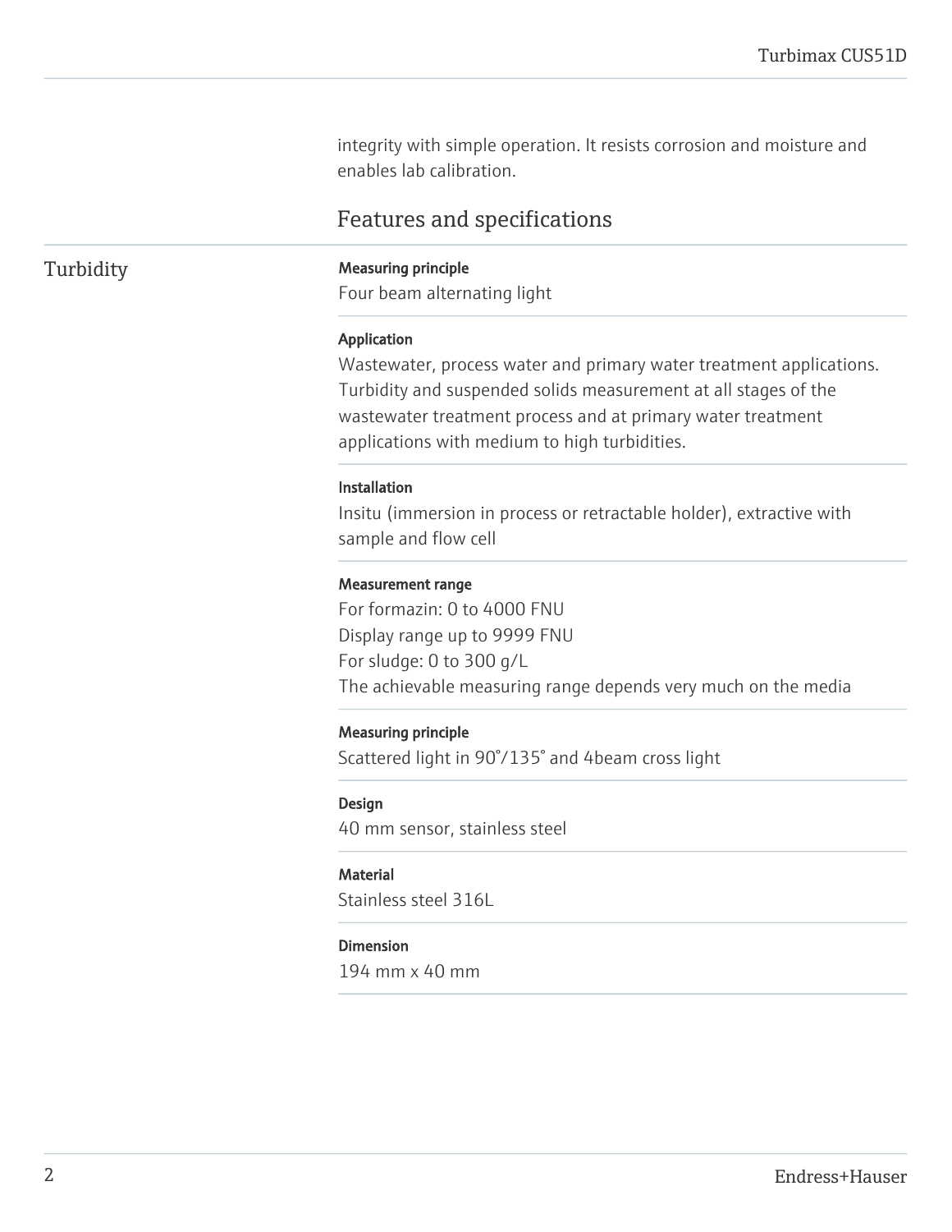integrity with simple operation. It resists corrosion and moisture and enables lab calibration.

## Features and specifications

### Turbidity

**Measuring principle**
Four beam alternating light

**Application**
Wastewater, process water and primary water treatment applications. Turbidity and suspended solids measurement at all stages of the wastewater treatment process and at primary water treatment applications with medium to high turbidities.

**Installation**
Insitu (immersion in process or retractable holder), extractive with sample and flow cell

**Measurement range**
For formazin: 0 to 4000 FNU
Display range up to 9999 FNU
For sludge: 0 to 300 g/L
The achievable measuring range depends very much on the media

**Measuring principle**
Scattered light in 90°/135° and 4beam cross light

**Design**
40 mm sensor, stainless steel

**Material**
Stainless steel 316L

**Dimension**
194 mm x 40 mm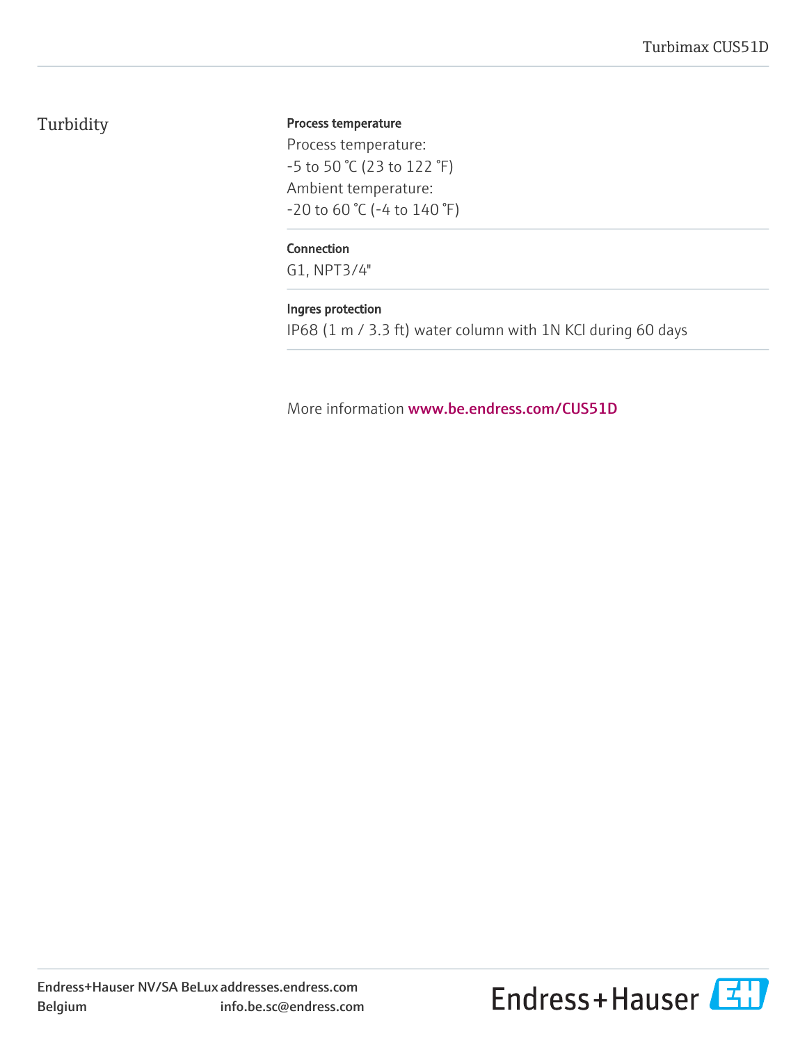## Turbidity

**Process temperature**

Process temperature:
-5 to 50 °C (23 to 122 °F)
Ambient temperature:
-20 to 60 °C (-4 to 140 °F)

**Connection**

G1, NPT3/4"

**Ingres protection**

IP68 (1 m / 3.3 ft) water column with 1N KCl during 60 days

More information **www.be.endress.com/CUS51D**

Endress+Hauser NV/SA BeLux
Belgium

addresses.endress.com
info.be.sc@endress.com

Endress+Hauser